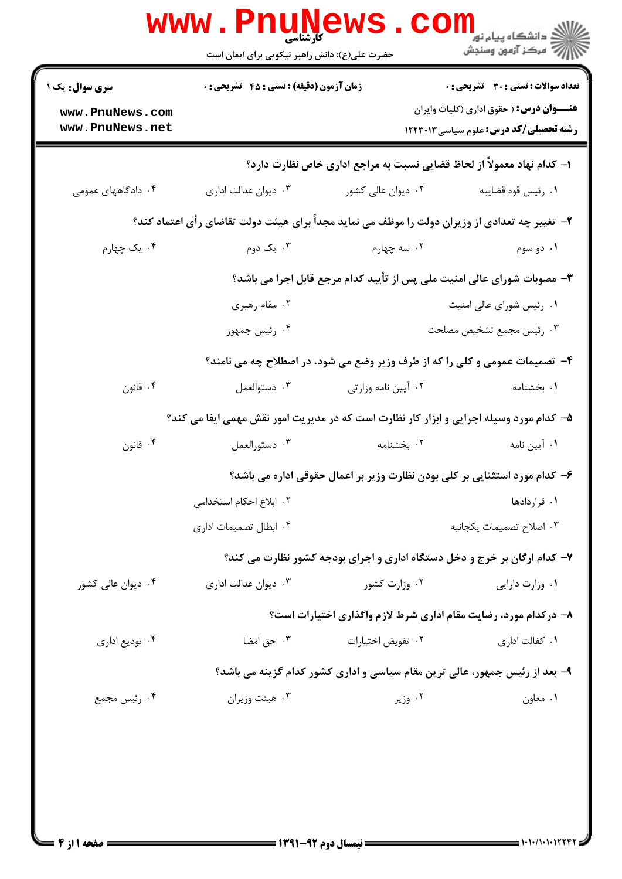**کارشناسی**

حضرت علی(ع): دانش راهبر نیکویی برای ایمان است

دانشگاه پیام نور
مرکز آزمون وسنجش

**سری سوال:** یک ۱

**زمان آزمون (دقیقه) : تستی : ۴۵ تشریحی : ۰**

**تعداد سوالات : تستی : ۳۰ تشریحی : ۰**

**عنـــوان درس :** ( حقوق اداری (کلیات وایران

**رشته تحصیلی/کد درس :** علوم سیاسی ۱۲۲۳۰۱۳

www.PnuNews.com
www.PnuNews.net

**۱- کدام نهاد معمولاً از لحاظ قضایی نسبت به مراجع اداری خاص نظارت دارد؟**

۱. رئیس قوه قضاییه
۲. دیوان عالی کشور
۳. دیوان عدالت اداری
۴. دادگاههای عمومی

**۲- تغییر چه تعدادی از وزیران دولت را موظف می نماید مجدداً برای هیئت دولت تقاضای رأی اعتماد کند؟**

۱. دو سوم
۲. سه چهارم
۳. یک دوم
۴. یک چهارم

**۳- مصوبات شورای عالی امنیت ملی پس از تأیید کدام مرجع قابل اجرا می باشد؟**

۱. رئیس شورای عالی امنیت
۲. مقام رهبری
۳. رئیس مجمع تشخیص مصلحت
۴. رئیس جمهور

**۴- تصمیمات عمومی و کلی را که از طرف وزیر وضع می شود، در اصطلاح چه می نامند؟**

۱. بخشنامه
۲. آیین نامه وزارتی
۳. دستوالعمل
۴. قانون

**۵- کدام مورد وسیله اجرایی و ابزار کار نظارت است که در مدیریت امور نقش مهمی ایفا می کند؟**

۱. آیین نامه
۲. بخشنامه
۳. دستورالعمل
۴. قانون

**۶- کدام مورد استثنایی بر کلی بودن نظارت وزیر بر اعمال حقوقی اداره می باشد؟**

۱. قراردادها
۲. ابلاغ احکام استخدامی
۳. اصلاح تصمیمات یکجانبه
۴. ابطال تصمیمات اداری

**۷- کدام ارگان بر خرج و دخل دستگاه اداری و اجرای بودجه کشور نظارت می کند؟**

۱. وزارت دارایی
۲. وزارت کشور
۳. دیوان عدالت اداری
۴. دیوان عالی کشور

**۸- درکدام مورد، رضایت مقام اداری شرط لازم واگذاری اختیارات است؟**

۱. کفالت اداری
۲. تفویض اختیارات
۳. حق امضا
۴. تودیع اداری

**۹- بعد از رئیس جمهور، عالی ترین مقام سیاسی و اداری کشور کدام گزینه می باشد؟**

۱. معاون
۲. وزیر
۳. هیئت وزیران
۴. رئیس مجمع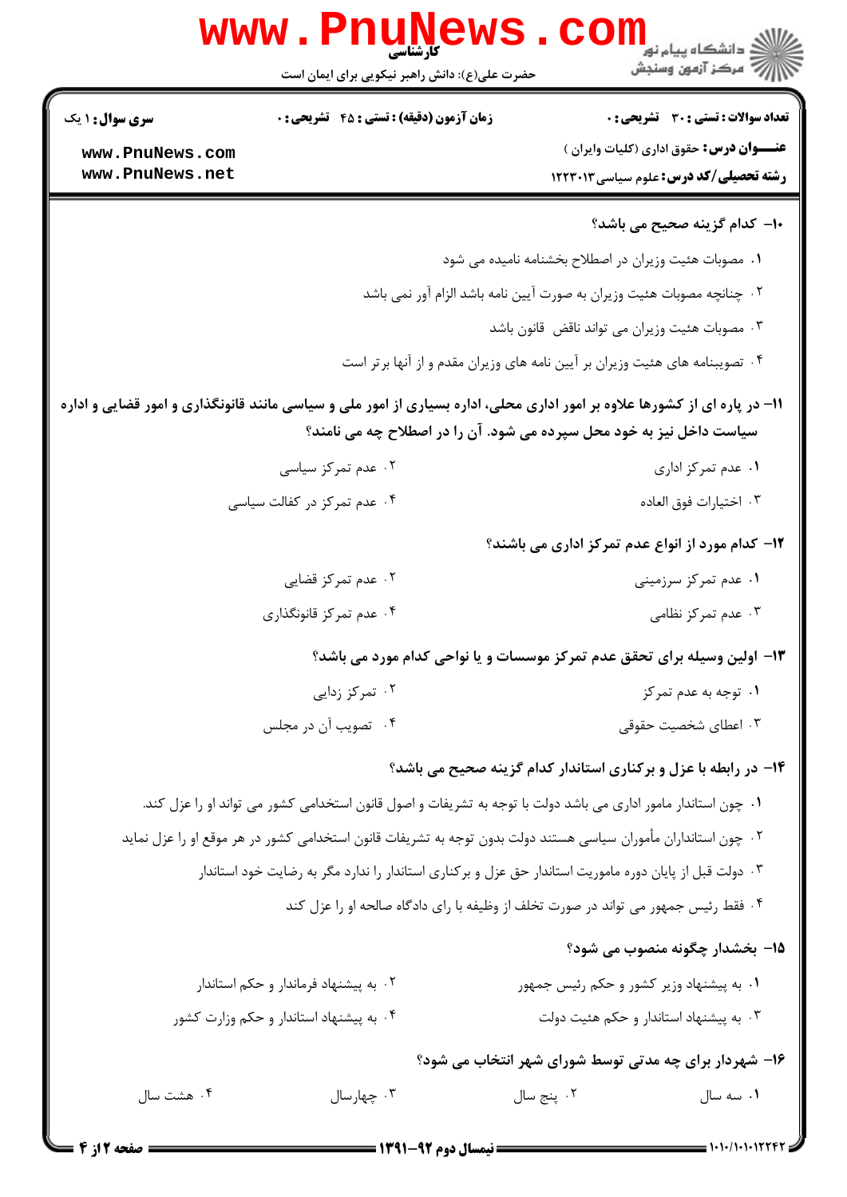۱۰- کدام گزینه صحیح می باشد؟

۱. مصوبات هیئت وزیران در اصطلاح بخشنامه نامیده می شود

۲. چنانچه مصوبات هیئت وزیران به صورت آیین نامه باشد الزام آور نمی باشد

۳. مصوبات هیئت وزیران می تواند ناقض قانون باشد

۴. تصویبنامه های هیئت وزیران بر آیین نامه های وزیران مقدم و از آنها برتر است

۱۱- در پاره ای از کشورها علاوه بر امور اداری محلی، اداره بسیاری از امور ملی و سیاسی مانند قانونگذاری و امور قضایی و اداره سیاست داخل نیز به خود محل سپرده می شود. آن را در اصطلاح چه می نامند؟

۱. عدم تمرکز اداری

۲. عدم تمرکز سیاسی

۳. اختیارات فوق العاده

۴. عدم تمرکز در کفالت سیاسی

۱۲- کدام مورد از انواع عدم تمرکز اداری می باشند؟

۱. عدم تمرکز سرزمینی

۲. عدم تمرکز قضایی

۳. عدم تمرکز نظامی

۴. عدم تمرکز قانونگذاری

۱۳- اولین وسیله برای تحقق عدم تمرکز موسسات و یا نواحی کدام مورد می باشد؟

۱. توجه به عدم تمرکز

۲. تمرکز زدایی

۳. اعطای شخصیت حقوقی

۴. تصویب آن در مجلس

۱۴- در رابطه با عزل و برکناری استاندار کدام گزینه صحیح می باشد؟

۱. چون استاندار مامور اداری می باشد دولت با توجه به تشریفات و اصول قانون استخدامی کشور می تواند او را عزل کند.

۲. چون استانداران مأموران سیاسی هستند دولت بدون توجه به تشریفات قانون استخدامی کشور در هر موقع او را عزل نماید

۳. دولت قبل از پایان دوره ماموریت استاندار حق عزل و برکناری استاندار را ندارد مگر به رضایت خود استاندار

۴. فقط رئیس جمهور می تواند در صورت تخلف از وظیفه با رای دادگاه صالحه او را عزل کند

۱۵- بخشدار چگونه منصوب می شود؟

۱. به پیشنهاد وزیر کشور و حکم رئیس جمهور

۲. به پیشنهاد فرماندار و حکم استاندار

۳. به پیشنهاد استاندار و حکم هیئت دولت

۴. به پیشنهاد استاندار و حکم وزارت کشور

۱۶- شهردار برای چه مدتی توسط شورای شهر انتخاب می شود؟

۱. سه سال

۲. پنج سال

۳. چهارسال

۴. هشت سال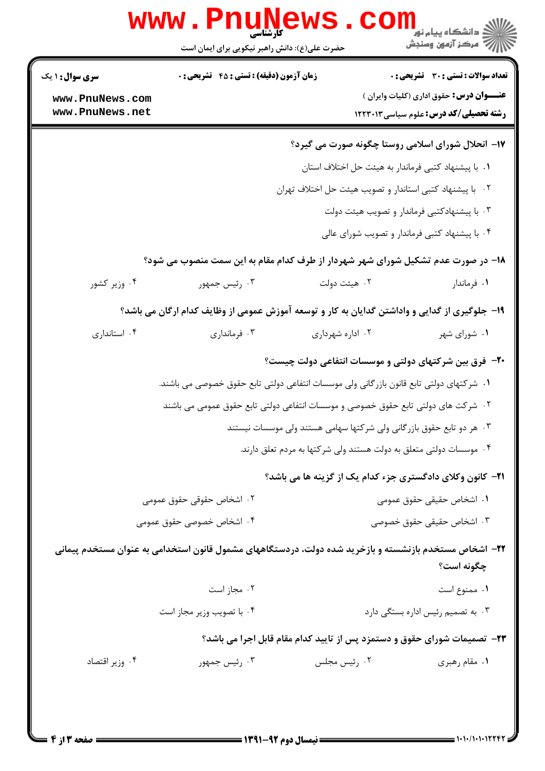۱۷- انحلال شورای اسلامی روستا چگونه صورت می گیرد؟

۱. با پیشنهاد کتبی فرماندار به هیئت حل اختلاف استان

۲. با پیشنهاد کتبی استاندار و تصویب هیئت حل اختلاف تهران

۳. با پیشنهادکتبی فرماندار و تصویب هیئت دولت

۴. با پیشنهاد کتبی فرماندار و تصویب شورای عالی

۱۸- در صورت عدم تشکیل شورای شهر شهردار از طرف کدام مقام به این سمت منصوب می شود؟

۱. فرماندار ۲. هیئت دولت ۳. رئیس جمهور ۴. وزیر کشور

۱۹- جلوگیری از گدایی و واداشتن گدایان به کار و توسعه آموزش عمومی از وظایف کدام ارگان می باشد؟

۱. شورای شهر ۲. اداره شهرداری ۳. فرمانداری ۴. استانداری

۲۰- فرق بین شرکتهای دولتی و موسسات انتفاعی دولت چیست؟

۱. شرکتهای دولتی تابع قانون بازرگانی ولی موسسات انتفاعی دولتی تابع حقوق خصوصی می باشند.

۲. شرکت های دولتی تابع حقوق خصوصی و موسسات انتفاعی دولتی تابع حقوق عمومی می باشند

۳. هر دو تابع حقوق بازرگانی ولی شرکتها سهامی هستند ولی موسسات نیستند

۴. موسسات دولتی متعلق به دولت هستند ولی شرکتها به مردم تعلق دارند.

۲۱- کانون وکلای دادگستری جزء کدام یک از گزینه ها می باشد؟

۱. اشخاص حقیقی حقوق عمومی ۲. اشخاص حقوقی حقوق عمومی

۳. اشخاص حقیقی حقوق خصوصی ۴. اشخاص خصوصی حقوق عمومی

۲۲- اشخاص مستخدم بازنشسته و بازخرید شده دولت، دردستگاههای مشمول قانون استخدامی به عنوان مستخدم پیمانی چگونه است؟

۱. ممنوع است ۲. مجاز است

۳. به تصمیم رئیس اداره بستگی دارد ۴. با تصویب وزیر مجاز است

۲۳- تصمیمات شورای حقوق و دستمزد پس از تایید کدام مقام قابل اجرا می باشد؟

۱. مقام رهبری ۲. رئیس مجلس ۳. رئیس جمهور ۴. وزیر اقتصاد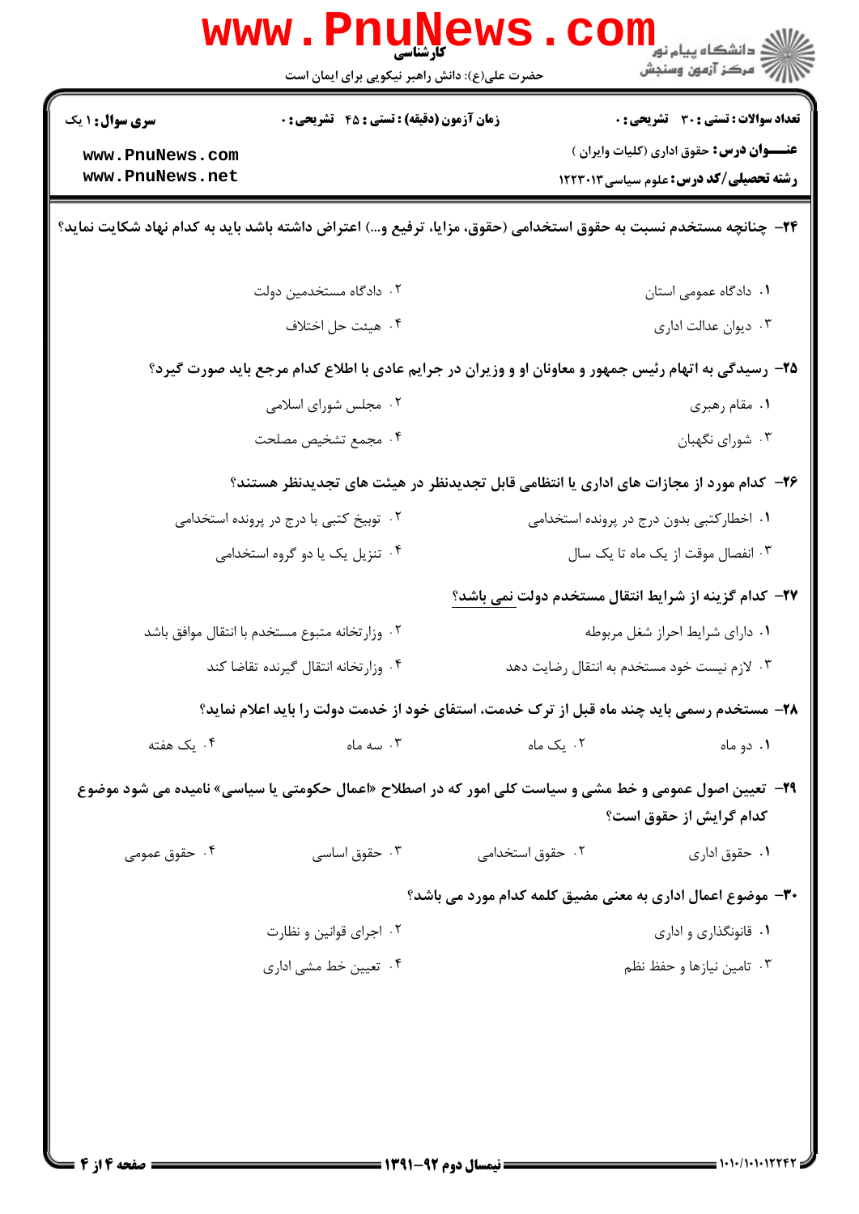۲۴- چنانچه مستخدم نسبت به حقوق استخدامی (حقوق، مزایا، ترفیع و...) اعتراض داشته باشد باید به کدام نهاد شکایت نماید؟

۱. دادگاه عمومی استان
۲. دادگاه مستخدمین دولت
۳. دیوان عدالت اداری
۴. هیئت حل اختلاف

۲۵- رسیدگی به اتهام رئیس جمهور و معاونان او و وزیران در جرایم عادی با اطلاع کدام مرجع باید صورت گیرد؟

۱. مقام رهبری
۲. مجلس شورای اسلامی
۳. شورای نگهبان
۴. مجمع تشخیص مصلحت

۲۶- کدام مورد از مجازات های اداری یا انتظامی قابل تجدیدنظر در هیئت های تجدیدنظر هستند؟

۱. اخطارکتبی بدون درج در پرونده استخدامی
۲. توبیخ کتبی با درج در پرونده استخدامی
۳. انفصال موقت از یک ماه تا یک سال
۴. تنزیل یک یا دو گروه استخدامی

۲۷- کدام گزینه از شرایط انتقال مستخدم دولت نمی باشد؟

۱. دارای شرایط احراز شغل مربوطه
۲. وزارتخانه متبوع مستخدم با انتقال موافق باشد
۳. لازم نیست خود مستخدم به انتقال رضایت دهد
۴. وزارتخانه انتقال گیرنده تقاضا کند

۲۸- مستخدم رسمی باید چند ماه قبل از ترک خدمت، استفای خود از خدمت دولت را باید اعلام نماید؟

۱. دو ماه
۲. یک ماه
۳. سه ماه
۴. یک هفته

۲۹- تعیین اصول عمومی و خط مشی و سیاست کلی امور که در اصطلاح «اعمال حکومتی یا سیاسی» نامیده می شود موضوع کدام گرایش از حقوق است؟

۱. حقوق اداری
۲. حقوق استخدامی
۳. حقوق اساسی
۴. حقوق عمومی

۳۰- موضوع اعمال اداری به معنی مضیق کلمه کدام مورد می باشد؟

۱. قانونگذاری و اداری
۲. اجرای قوانین و نظارت
۳. تامین نیازها و حفظ نظم
۴. تعیین خط مشی اداری